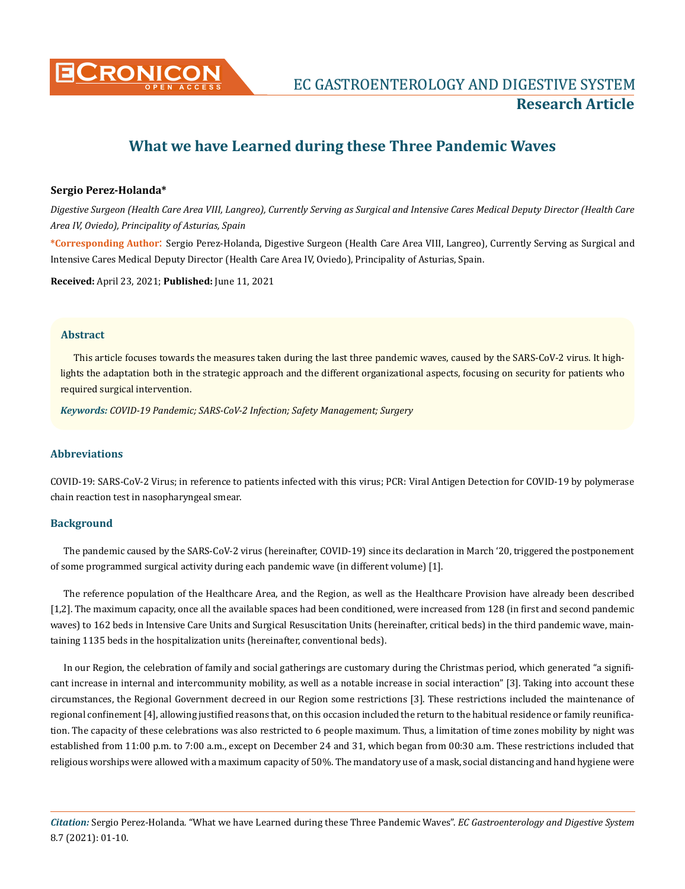# What we have Learned during these Three Pandemic Waves

**Sergio Perez-Holanda***

*Digestive Surgeon (Health Care Area VIII, Langreo), Currently Serving as Surgical and Intensive Cares Medical Deputy Director (Health Care Area IV, Oviedo), Principality of Asturias, Spain*

***Corresponding Author**: Sergio Perez-Holanda, Digestive Surgeon (Health Care Area VIII, Langreo), Currently Serving as Surgical and Intensive Cares Medical Deputy Director (Health Care Area IV, Oviedo), Principality of Asturias, Spain.

**Received:** April 23, 2021; **Published:** June 11, 2021

## Abstract

This article focuses towards the measures taken during the last three pandemic waves, caused by the SARS-CoV-2 virus. It highlights the adaptation both in the strategic approach and the different organizational aspects, focusing on security for patients who required surgical intervention.

***Keywords:*** *COVID-19 Pandemic; SARS-CoV-2 Infection; Safety Management; Surgery*

## Abbreviations

COVID-19: SARS-CoV-2 Virus; in reference to patients infected with this virus; PCR: Viral Antigen Detection for COVID-19 by polymerase chain reaction test in nasopharyngeal smear.

## Background

The pandemic caused by the SARS-CoV-2 virus (hereinafter, COVID-19) since its declaration in March '20, triggered the postponement of some programmed surgical activity during each pandemic wave (in different volume) [1].

The reference population of the Healthcare Area, and the Region, as well as the Healthcare Provision have already been described [1,2]. The maximum capacity, once all the available spaces had been conditioned, were increased from 128 (in first and second pandemic waves) to 162 beds in Intensive Care Units and Surgical Resuscitation Units (hereinafter, critical beds) in the third pandemic wave, maintaining 1135 beds in the hospitalization units (hereinafter, conventional beds).

In our Region, the celebration of family and social gatherings are customary during the Christmas period, which generated "a significant increase in internal and intercommunity mobility, as well as a notable increase in social interaction" [3]. Taking into account these circumstances, the Regional Government decreed in our Region some restrictions [3]. These restrictions included the maintenance of regional confinement [4], allowing justified reasons that, on this occasion included the return to the habitual residence or family reunification. The capacity of these celebrations was also restricted to 6 people maximum. Thus, a limitation of time zones mobility by night was established from 11:00 p.m. to 7:00 a.m., except on December 24 and 31, which began from 00:30 a.m. These restrictions included that religious worships were allowed with a maximum capacity of 50%. The mandatory use of a mask, social distancing and hand hygiene were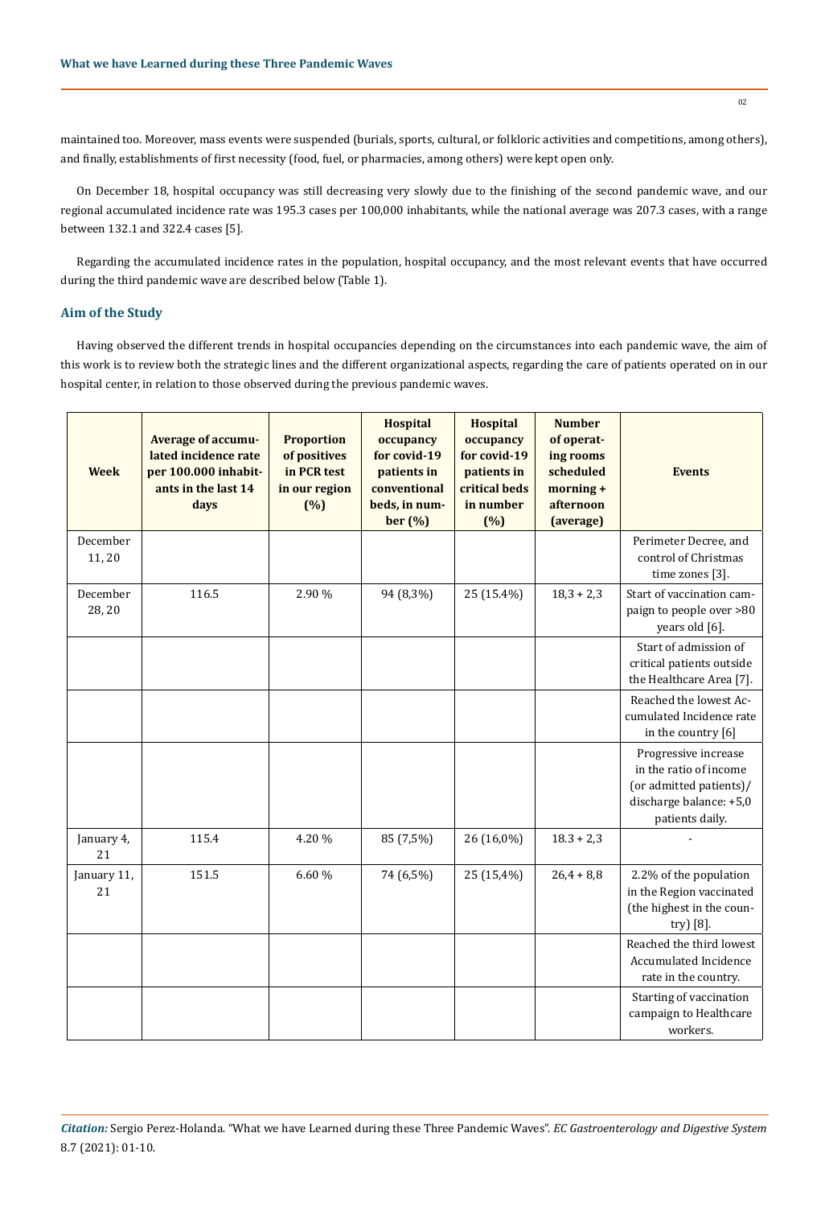maintained too. Moreover, mass events were suspended (burials, sports, cultural, or folkloric activities and competitions, among others), and finally, establishments of first necessity (food, fuel, or pharmacies, among others) were kept open only.

On December 18, hospital occupancy was still decreasing very slowly due to the finishing of the second pandemic wave, and our regional accumulated incidence rate was 195.3 cases per 100,000 inhabitants, while the national average was 207.3 cases, with a range between 132.1 and 322.4 cases [5].

Regarding the accumulated incidence rates in the population, hospital occupancy, and the most relevant events that have occurred during the third pandemic wave are described below (Table 1).

## Aim of the Study

Having observed the different trends in hospital occupancies depending on the circumstances into each pandemic wave, the aim of this work is to review both the strategic lines and the different organizational aspects, regarding the care of patients operated on in our hospital center, in relation to those observed during the previous pandemic waves.

| Week | Average of accumulated incidence rate per 100.000 inhabitants in the last 14 days | Proportion of positives in PCR test in our region (%) | Hospital occupancy for covid-19 patients in conventional beds, in number (%) | Hospital occupancy for covid-19 patients in critical beds in number (%) | Number of operating rooms scheduled morning + afternoon (average) | Events |
|---|---|---|---|---|---|---|
| December 11, 20 | | | | | | Perimeter Decree, and control of Christmas time zones [3]. |
| December 28, 20 | 116.5 | 2.90 % | 94 (8,3%) | 25 (15.4%) | 18,3 + 2,3 | Start of vaccination campaign to people over >80 years old [6]. |
| | | | | | | Start of admission of critical patients outside the Healthcare Area [7]. |
| | | | | | | Reached the lowest Accumulated Incidence rate in the country [6] |
| | | | | | | Progressive increase in the ratio of income (or admitted patients)/ discharge balance: +5,0 patients daily. |
| January 4, 21 | 115.4 | 4.20 % | 85 (7,5%) | 26 (16,0%) | 18.3 + 2,3 | - |
| January 11, 21 | 151.5 | 6.60 % | 74 (6,5%) | 25 (15,4%) | 26,4 + 8,8 | 2.2% of the population in the Region vaccinated (the highest in the country) [8]. |
| | | | | | | Reached the third lowest Accumulated Incidence rate in the country. |
| | | | | | | Starting of vaccination campaign to Healthcare workers. |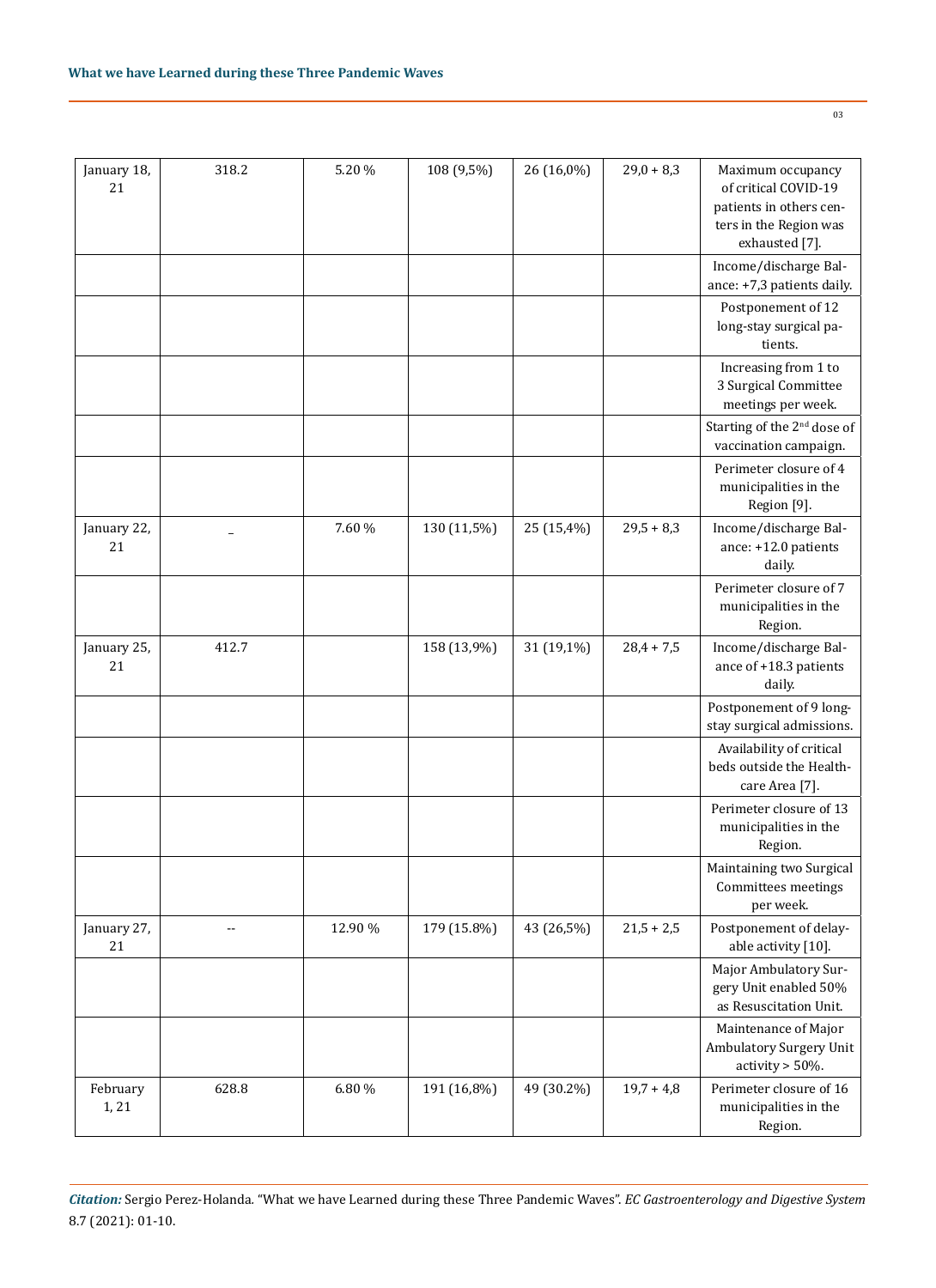| | | | | | | |
|---|---|---|---|---|---|---|
| January 18, 21 | 318.2 | 5.20 % | 108 (9,5%) | 26 (16,0%) | 29,0 + 8,3 | Maximum occupancy of critical COVID-19 patients in others centers in the Region was exhausted [7]. |
| | | | | | | Income/discharge Balance: +7,3 patients daily. |
| | | | | | | Postponement of 12 long-stay surgical patients. |
| | | | | | | Increasing from 1 to 3 Surgical Committee meetings per week. |
| | | | | | | Starting of the 2nd dose of vaccination campaign. |
| | | | | | | Perimeter closure of 4 municipalities in the Region [9]. |
| January 22, 21 | _ | 7.60 % | 130 (11,5%) | 25 (15,4%) | 29,5 + 8,3 | Income/discharge Balance: +12.0 patients daily. |
| | | | | | | Perimeter closure of 7 municipalities in the Region. |
| January 25, 21 | 412.7 | | 158 (13,9%) | 31 (19,1%) | 28,4 + 7,5 | Income/discharge Balance of +18.3 patients daily. |
| | | | | | | Postponement of 9 long-stay surgical admissions. |
| | | | | | | Availability of critical beds outside the Healthcare Area [7]. |
| | | | | | | Perimeter closure of 13 municipalities in the Region. |
| | | | | | | Maintaining two Surgical Committees meetings per week. |
| January 27, 21 | -- | 12.90 % | 179 (15.8%) | 43 (26,5%) | 21,5 + 2,5 | Postponement of delayable activity [10]. |
| | | | | | | Major Ambulatory Surgery Unit enabled 50% as Resuscitation Unit. |
| | | | | | | Maintenance of Major Ambulatory Surgery Unit activity > 50%. |
| February 1, 21 | 628.8 | 6.80 % | 191 (16,8%) | 49 (30.2%) | 19,7 + 4,8 | Perimeter closure of 16 municipalities in the Region. |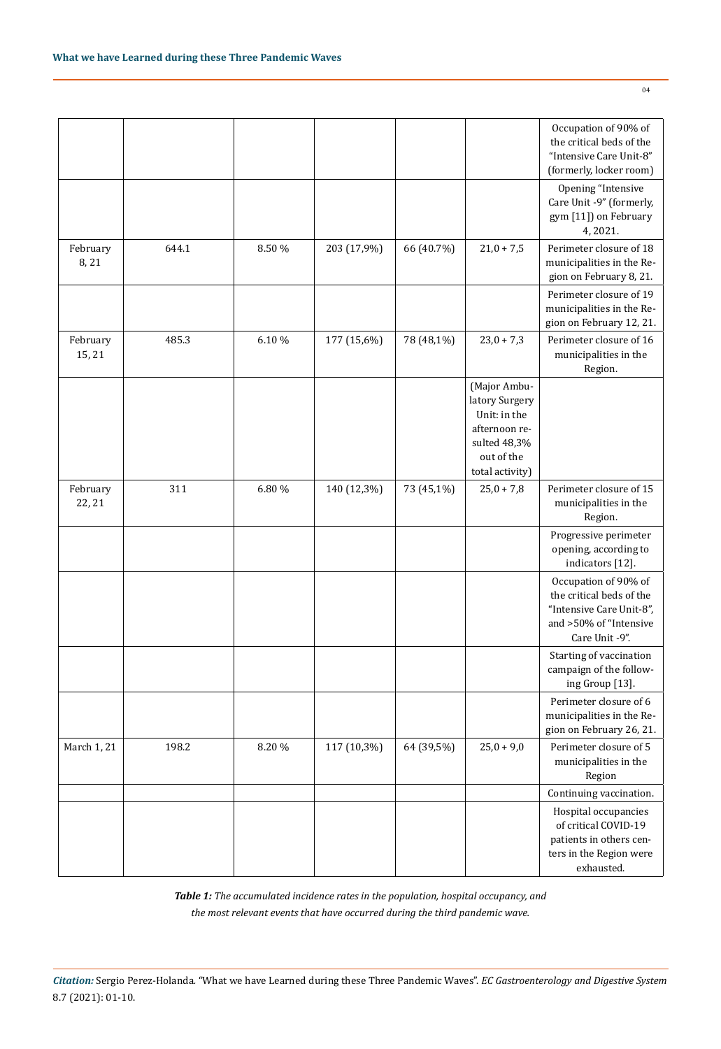| | | | | | | |
|---|---|---|---|---|---|---|
| | | | | | | Occupation of 90% of the critical beds of the "Intensive Care Unit-8" (formerly, locker room) |
| | | | | | | Opening "Intensive Care Unit -9" (formerly, gym [11]) on February 4, 2021. |
| February 8, 21 | 644.1 | 8.50 % | 203 (17,9%) | 66 (40.7%) | 21,0 + 7,5 | Perimeter closure of 18 municipalities in the Region on February 8, 21. |
| | | | | | | Perimeter closure of 19 municipalities in the Region on February 12, 21. |
| February 15, 21 | 485.3 | 6.10 % | 177 (15,6%) | 78 (48,1%) | 23,0 + 7,3 | Perimeter closure of 16 municipalities in the Region. |
| | | | | | (Major Ambulatory Surgery Unit: in the afternoon resulted 48,3% out of the total activity) | |
| February 22, 21 | 311 | 6.80 % | 140 (12,3%) | 73 (45,1%) | 25,0 + 7,8 | Perimeter closure of 15 municipalities in the Region. |
| | | | | | | Progressive perimeter opening, according to indicators [12]. |
| | | | | | | Occupation of 90% of the critical beds of the "Intensive Care Unit-8", and >50% of "Intensive Care Unit -9". |
| | | | | | | Starting of vaccination campaign of the following Group [13]. |
| | | | | | | Perimeter closure of 6 municipalities in the Region on February 26, 21. |
| March 1, 21 | 198.2 | 8.20 % | 117 (10,3%) | 64 (39,5%) | 25,0 + 9,0 | Perimeter closure of 5 municipalities in the Region |
| | | | | | | Continuing vaccination. |
| | | | | | | Hospital occupancies of critical COVID-19 patients in others centers in the Region were exhausted. |

***Table 1:*** *The accumulated incidence rates in the population, hospital occupancy, and the most relevant events that have occurred during the third pandemic wave.*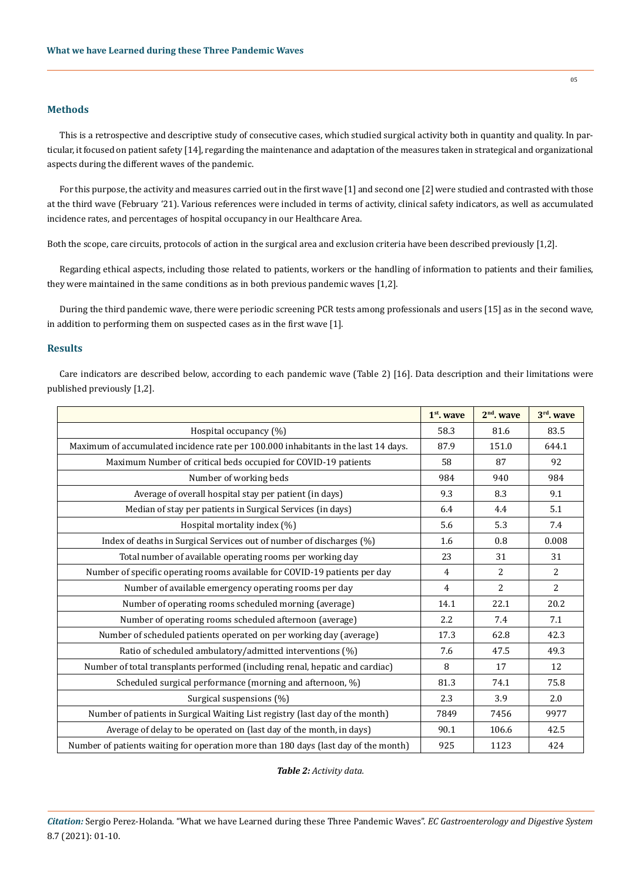## Methods

This is a retrospective and descriptive study of consecutive cases, which studied surgical activity both in quantity and quality. In particular, it focused on patient safety [14], regarding the maintenance and adaptation of the measures taken in strategical and organizational aspects during the different waves of the pandemic.

For this purpose, the activity and measures carried out in the first wave [1] and second one [2] were studied and contrasted with those at the third wave (February '21). Various references were included in terms of activity, clinical safety indicators, as well as accumulated incidence rates, and percentages of hospital occupancy in our Healthcare Area.

Both the scope, care circuits, protocols of action in the surgical area and exclusion criteria have been described previously [1,2].

Regarding ethical aspects, including those related to patients, workers or the handling of information to patients and their families, they were maintained in the same conditions as in both previous pandemic waves [1,2].

During the third pandemic wave, there were periodic screening PCR tests among professionals and users [15] as in the second wave, in addition to performing them on suspected cases as in the first wave [1].

## Results

Care indicators are described below, according to each pandemic wave (Table 2) [16]. Data description and their limitations were published previously [1,2].

| | 1st. wave | 2nd. wave | 3rd. wave |
|---|---|---|---|
| Hospital occupancy (%) | 58.3 | 81.6 | 83.5 |
| Maximum of accumulated incidence rate per 100.000 inhabitants in the last 14 days. | 87.9 | 151.0 | 644.1 |
| Maximum Number of critical beds occupied for COVID-19 patients | 58 | 87 | 92 |
| Number of working beds | 984 | 940 | 984 |
| Average of overall hospital stay per patient (in days) | 9.3 | 8.3 | 9.1 |
| Median of stay per patients in Surgical Services (in days) | 6.4 | 4.4 | 5.1 |
| Hospital mortality index (%) | 5.6 | 5.3 | 7.4 |
| Index of deaths in Surgical Services out of number of discharges (%) | 1.6 | 0.8 | 0.008 |
| Total number of available operating rooms per working day | 23 | 31 | 31 |
| Number of specific operating rooms available for COVID-19 patients per day | 4 | 2 | 2 |
| Number of available emergency operating rooms per day | 4 | 2 | 2 |
| Number of operating rooms scheduled morning (average) | 14.1 | 22.1 | 20.2 |
| Number of operating rooms scheduled afternoon (average) | 2.2 | 7.4 | 7.1 |
| Number of scheduled patients operated on per working day (average) | 17.3 | 62.8 | 42.3 |
| Ratio of scheduled ambulatory/admitted interventions (%) | 7.6 | 47.5 | 49.3 |
| Number of total transplants performed (including renal, hepatic and cardiac) | 8 | 17 | 12 |
| Scheduled surgical performance (morning and afternoon, %) | 81.3 | 74.1 | 75.8 |
| Surgical suspensions (%) | 2.3 | 3.9 | 2.0 |
| Number of patients in Surgical Waiting List registry (last day of the month) | 7849 | 7456 | 9977 |
| Average of delay to be operated on (last day of the month, in days) | 90.1 | 106.6 | 42.5 |
| Number of patients waiting for operation more than 180 days (last day of the month) | 925 | 1123 | 424 |

***Table 2:*** *Activity data.*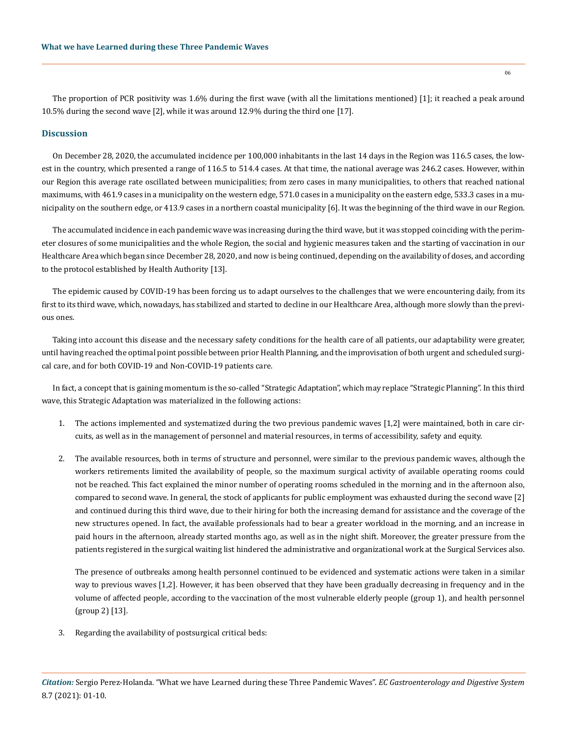The proportion of PCR positivity was 1.6% during the first wave (with all the limitations mentioned) [1]; it reached a peak around 10.5% during the second wave [2], while it was around 12.9% during the third one [17].

## Discussion

On December 28, 2020, the accumulated incidence per 100,000 inhabitants in the last 14 days in the Region was 116.5 cases, the lowest in the country, which presented a range of 116.5 to 514.4 cases. At that time, the national average was 246.2 cases. However, within our Region this average rate oscillated between municipalities; from zero cases in many municipalities, to others that reached national maximums, with 461.9 cases in a municipality on the western edge, 571.0 cases in a municipality on the eastern edge, 533.3 cases in a municipality on the southern edge, or 413.9 cases in a northern coastal municipality [6]. It was the beginning of the third wave in our Region.

The accumulated incidence in each pandemic wave was increasing during the third wave, but it was stopped coinciding with the perimeter closures of some municipalities and the whole Region, the social and hygienic measures taken and the starting of vaccination in our Healthcare Area which began since December 28, 2020, and now is being continued, depending on the availability of doses, and according to the protocol established by Health Authority [13].

The epidemic caused by COVID-19 has been forcing us to adapt ourselves to the challenges that we were encountering daily, from its first to its third wave, which, nowadays, has stabilized and started to decline in our Healthcare Area, although more slowly than the previous ones.

Taking into account this disease and the necessary safety conditions for the health care of all patients, our adaptability were greater, until having reached the optimal point possible between prior Health Planning, and the improvisation of both urgent and scheduled surgical care, and for both COVID-19 and Non-COVID-19 patients care.

In fact, a concept that is gaining momentum is the so-called "Strategic Adaptation", which may replace "Strategic Planning". In this third wave, this Strategic Adaptation was materialized in the following actions:

1. The actions implemented and systematized during the two previous pandemic waves [1,2] were maintained, both in care circuits, as well as in the management of personnel and material resources, in terms of accessibility, safety and equity.

2. The available resources, both in terms of structure and personnel, were similar to the previous pandemic waves, although the workers retirements limited the availability of people, so the maximum surgical activity of available operating rooms could not be reached. This fact explained the minor number of operating rooms scheduled in the morning and in the afternoon also, compared to second wave. In general, the stock of applicants for public employment was exhausted during the second wave [2] and continued during this third wave, due to their hiring for both the increasing demand for assistance and the coverage of the new structures opened. In fact, the available professionals had to bear a greater workload in the morning, and an increase in paid hours in the afternoon, already started months ago, as well as in the night shift. Moreover, the greater pressure from the patients registered in the surgical waiting list hindered the administrative and organizational work at the Surgical Services also.

   The presence of outbreaks among health personnel continued to be evidenced and systematic actions were taken in a similar way to previous waves [1,2]. However, it has been observed that they have been gradually decreasing in frequency and in the volume of affected people, according to the vaccination of the most vulnerable elderly people (group 1), and health personnel (group 2) [13].

3. Regarding the availability of postsurgical critical beds: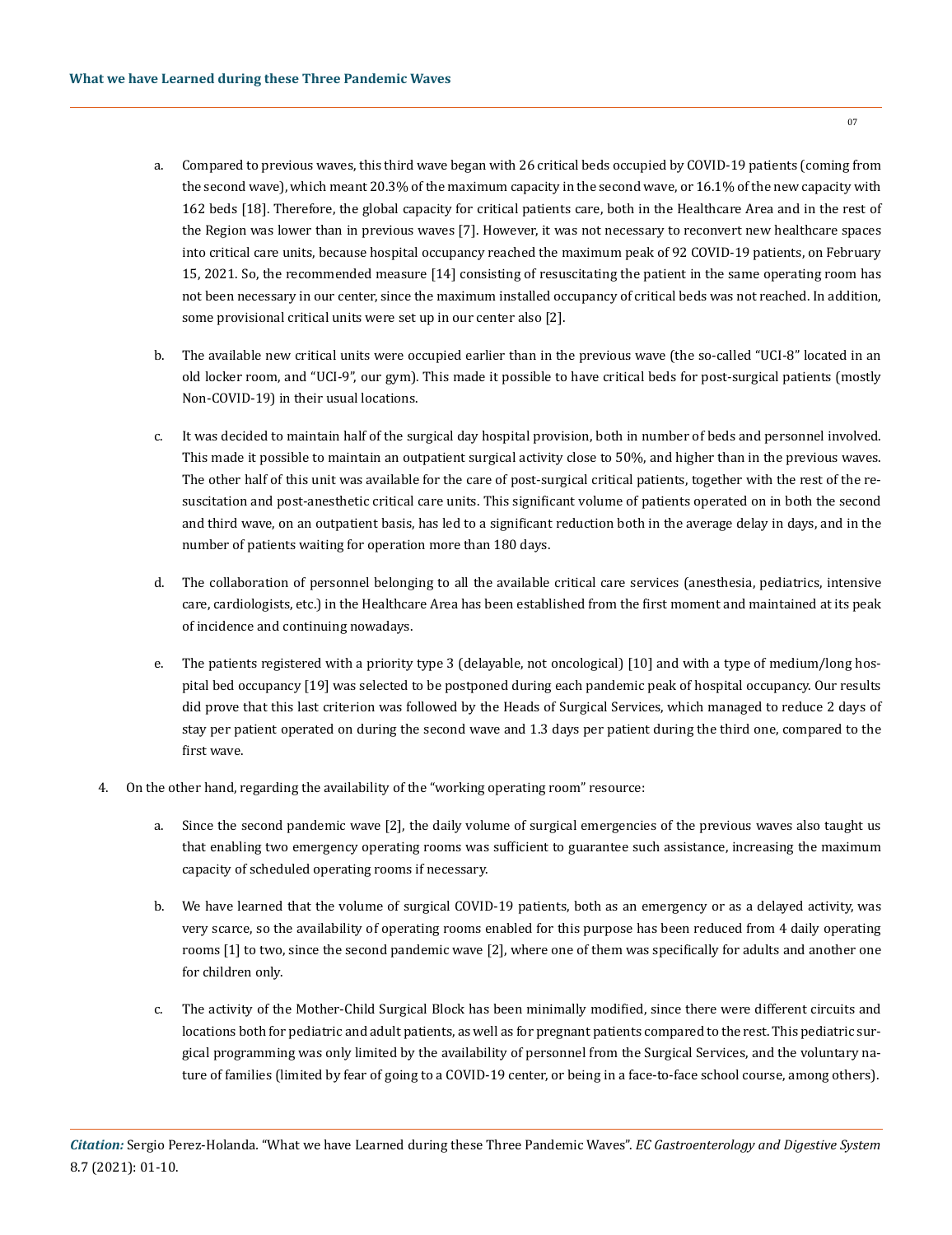a. Compared to previous waves, this third wave began with 26 critical beds occupied by COVID-19 patients (coming from the second wave), which meant 20.3% of the maximum capacity in the second wave, or 16.1% of the new capacity with 162 beds [18]. Therefore, the global capacity for critical patients care, both in the Healthcare Area and in the rest of the Region was lower than in previous waves [7]. However, it was not necessary to reconvert new healthcare spaces into critical care units, because hospital occupancy reached the maximum peak of 92 COVID-19 patients, on February 15, 2021. So, the recommended measure [14] consisting of resuscitating the patient in the same operating room has not been necessary in our center, since the maximum installed occupancy of critical beds was not reached. In addition, some provisional critical units were set up in our center also [2].

b. The available new critical units were occupied earlier than in the previous wave (the so-called "UCI-8" located in an old locker room, and "UCI-9", our gym). This made it possible to have critical beds for post-surgical patients (mostly Non-COVID-19) in their usual locations.

c. It was decided to maintain half of the surgical day hospital provision, both in number of beds and personnel involved. This made it possible to maintain an outpatient surgical activity close to 50%, and higher than in the previous waves. The other half of this unit was available for the care of post-surgical critical patients, together with the rest of the resuscitation and post-anesthetic critical care units. This significant volume of patients operated on in both the second and third wave, on an outpatient basis, has led to a significant reduction both in the average delay in days, and in the number of patients waiting for operation more than 180 days.

d. The collaboration of personnel belonging to all the available critical care services (anesthesia, pediatrics, intensive care, cardiologists, etc.) in the Healthcare Area has been established from the first moment and maintained at its peak of incidence and continuing nowadays.

e. The patients registered with a priority type 3 (delayable, not oncological) [10] and with a type of medium/long hospital bed occupancy [19] was selected to be postponed during each pandemic peak of hospital occupancy. Our results did prove that this last criterion was followed by the Heads of Surgical Services, which managed to reduce 2 days of stay per patient operated on during the second wave and 1.3 days per patient during the third one, compared to the first wave.

4. On the other hand, regarding the availability of the "working operating room" resource:

a. Since the second pandemic wave [2], the daily volume of surgical emergencies of the previous waves also taught us that enabling two emergency operating rooms was sufficient to guarantee such assistance, increasing the maximum capacity of scheduled operating rooms if necessary.

b. We have learned that the volume of surgical COVID-19 patients, both as an emergency or as a delayed activity, was very scarce, so the availability of operating rooms enabled for this purpose has been reduced from 4 daily operating rooms [1] to two, since the second pandemic wave [2], where one of them was specifically for adults and another one for children only.

c. The activity of the Mother-Child Surgical Block has been minimally modified, since there were different circuits and locations both for pediatric and adult patients, as well as for pregnant patients compared to the rest. This pediatric surgical programming was only limited by the availability of personnel from the Surgical Services, and the voluntary nature of families (limited by fear of going to a COVID-19 center, or being in a face-to-face school course, among others).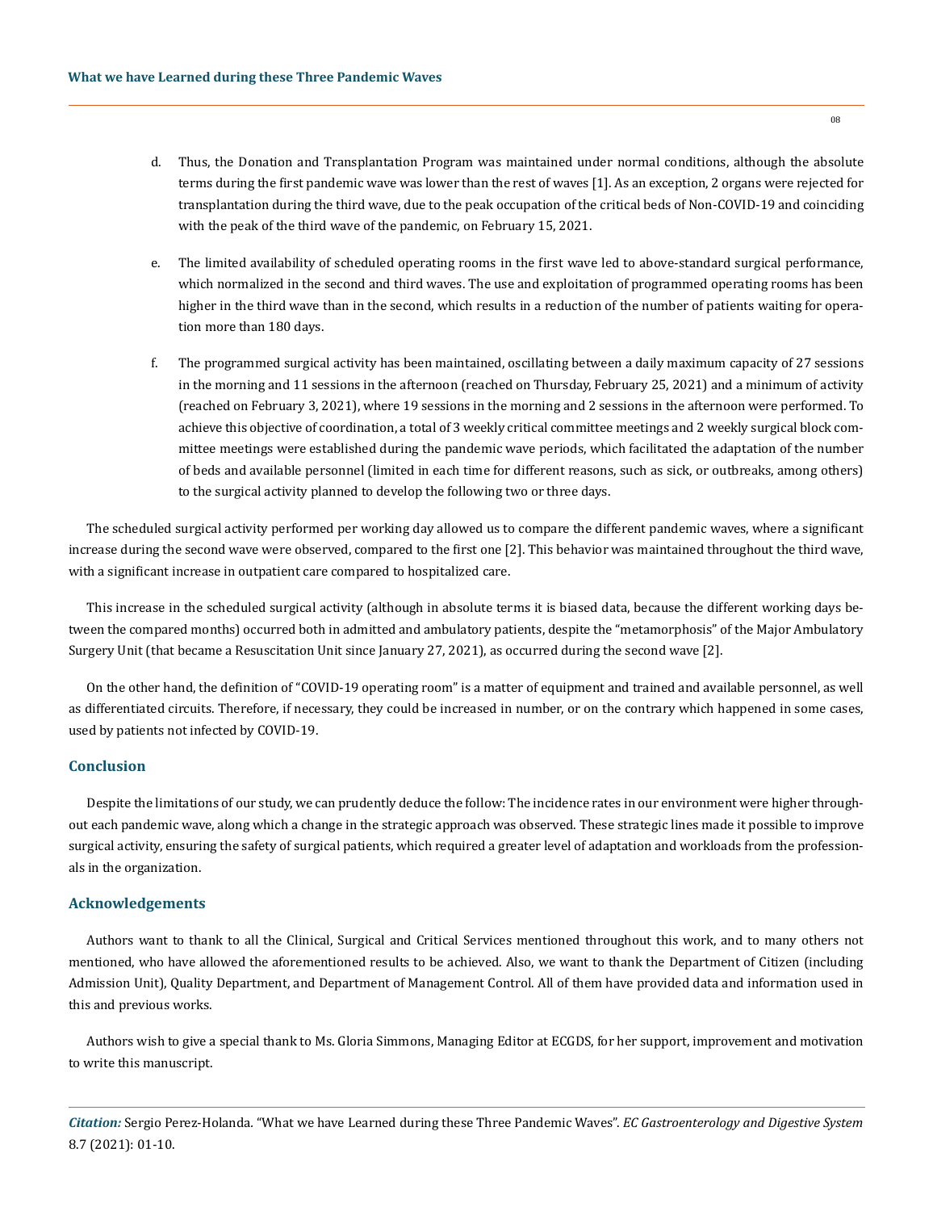d. Thus, the Donation and Transplantation Program was maintained under normal conditions, although the absolute terms during the first pandemic wave was lower than the rest of waves [1]. As an exception, 2 organs were rejected for transplantation during the third wave, due to the peak occupation of the critical beds of Non-COVID-19 and coinciding with the peak of the third wave of the pandemic, on February 15, 2021.

e. The limited availability of scheduled operating rooms in the first wave led to above-standard surgical performance, which normalized in the second and third waves. The use and exploitation of programmed operating rooms has been higher in the third wave than in the second, which results in a reduction of the number of patients waiting for operation more than 180 days.

f. The programmed surgical activity has been maintained, oscillating between a daily maximum capacity of 27 sessions in the morning and 11 sessions in the afternoon (reached on Thursday, February 25, 2021) and a minimum of activity (reached on February 3, 2021), where 19 sessions in the morning and 2 sessions in the afternoon were performed. To achieve this objective of coordination, a total of 3 weekly critical committee meetings and 2 weekly surgical block committee meetings were established during the pandemic wave periods, which facilitated the adaptation of the number of beds and available personnel (limited in each time for different reasons, such as sick, or outbreaks, among others) to the surgical activity planned to develop the following two or three days.

The scheduled surgical activity performed per working day allowed us to compare the different pandemic waves, where a significant increase during the second wave were observed, compared to the first one [2]. This behavior was maintained throughout the third wave, with a significant increase in outpatient care compared to hospitalized care.

This increase in the scheduled surgical activity (although in absolute terms it is biased data, because the different working days between the compared months) occurred both in admitted and ambulatory patients, despite the "metamorphosis" of the Major Ambulatory Surgery Unit (that became a Resuscitation Unit since January 27, 2021), as occurred during the second wave [2].

On the other hand, the definition of "COVID-19 operating room" is a matter of equipment and trained and available personnel, as well as differentiated circuits. Therefore, if necessary, they could be increased in number, or on the contrary which happened in some cases, used by patients not infected by COVID-19.

## Conclusion

Despite the limitations of our study, we can prudently deduce the follow: The incidence rates in our environment were higher throughout each pandemic wave, along which a change in the strategic approach was observed. These strategic lines made it possible to improve surgical activity, ensuring the safety of surgical patients, which required a greater level of adaptation and workloads from the professionals in the organization.

## Acknowledgements

Authors want to thank to all the Clinical, Surgical and Critical Services mentioned throughout this work, and to many others not mentioned, who have allowed the aforementioned results to be achieved. Also, we want to thank the Department of Citizen (including Admission Unit), Quality Department, and Department of Management Control. All of them have provided data and information used in this and previous works.

Authors wish to give a special thank to Ms. Gloria Simmons, Managing Editor at ECGDS, for her support, improvement and motivation to write this manuscript.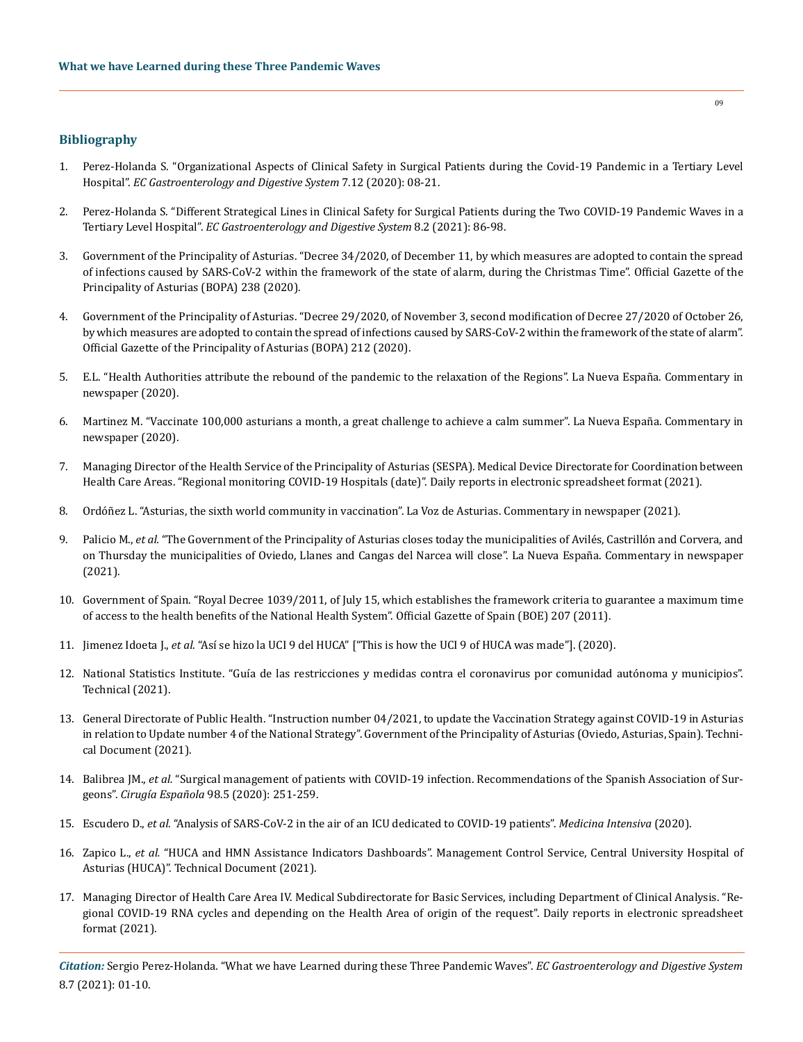## Bibliography

1. Perez-Holanda S. "Organizational Aspects of Clinical Safety in Surgical Patients during the Covid-19 Pandemic in a Tertiary Level Hospital". *EC Gastroenterology and Digestive System* 7.12 (2020): 08-21.

2. Perez-Holanda S. "Different Strategical Lines in Clinical Safety for Surgical Patients during the Two COVID-19 Pandemic Waves in a Tertiary Level Hospital". *EC Gastroenterology and Digestive System* 8.2 (2021): 86-98.

3. Government of the Principality of Asturias. "Decree 34/2020, of December 11, by which measures are adopted to contain the spread of infections caused by SARS-CoV-2 within the framework of the state of alarm, during the Christmas Time". Official Gazette of the Principality of Asturias (BOPA) 238 (2020).

4. Government of the Principality of Asturias. "Decree 29/2020, of November 3, second modification of Decree 27/2020 of October 26, by which measures are adopted to contain the spread of infections caused by SARS-CoV-2 within the framework of the state of alarm". Official Gazette of the Principality of Asturias (BOPA) 212 (2020).

5. E.L. "Health Authorities attribute the rebound of the pandemic to the relaxation of the Regions". La Nueva España. Commentary in newspaper (2020).

6. Martinez M. "Vaccinate 100,000 asturians a month, a great challenge to achieve a calm summer". La Nueva España. Commentary in newspaper (2020).

7. Managing Director of the Health Service of the Principality of Asturias (SESPA). Medical Device Directorate for Coordination between Health Care Areas. "Regional monitoring COVID-19 Hospitals (date)". Daily reports in electronic spreadsheet format (2021).

8. Ordóñez L. "Asturias, the sixth world community in vaccination". La Voz de Asturias. Commentary in newspaper (2021).

9. Palicio M., *et al.* "The Government of the Principality of Asturias closes today the municipalities of Avilés, Castrillón and Corvera, and on Thursday the municipalities of Oviedo, Llanes and Cangas del Narcea will close". La Nueva España. Commentary in newspaper (2021).

10. Government of Spain. "Royal Decree 1039/2011, of July 15, which establishes the framework criteria to guarantee a maximum time of access to the health benefits of the National Health System". Official Gazette of Spain (BOE) 207 (2011).

11. Jimenez Idoeta J., *et al.* "Así se hizo la UCI 9 del HUCA" ["This is how the UCI 9 of HUCA was made"]. (2020).

12. National Statistics Institute. "Guía de las restricciones y medidas contra el coronavirus por comunidad autónoma y municipios". Technical (2021).

13. General Directorate of Public Health. "Instruction number 04/2021, to update the Vaccination Strategy against COVID-19 in Asturias in relation to Update number 4 of the National Strategy". Government of the Principality of Asturias (Oviedo, Asturias, Spain). Technical Document (2021).

14. Balibrea JM., *et al.* "Surgical management of patients with COVID-19 infection. Recommendations of the Spanish Association of Surgeons". *Cirugía Española* 98.5 (2020): 251-259.

15. Escudero D., *et al.* "Analysis of SARS-CoV-2 in the air of an ICU dedicated to COVID-19 patients". *Medicina Intensiva* (2020).

16. Zapico L., *et al.* "HUCA and HMN Assistance Indicators Dashboards". Management Control Service, Central University Hospital of Asturias (HUCA)". Technical Document (2021).

17. Managing Director of Health Care Area IV. Medical Subdirectorate for Basic Services, including Department of Clinical Analysis. "Regional COVID-19 RNA cycles and depending on the Health Area of origin of the request". Daily reports in electronic spreadsheet format (2021).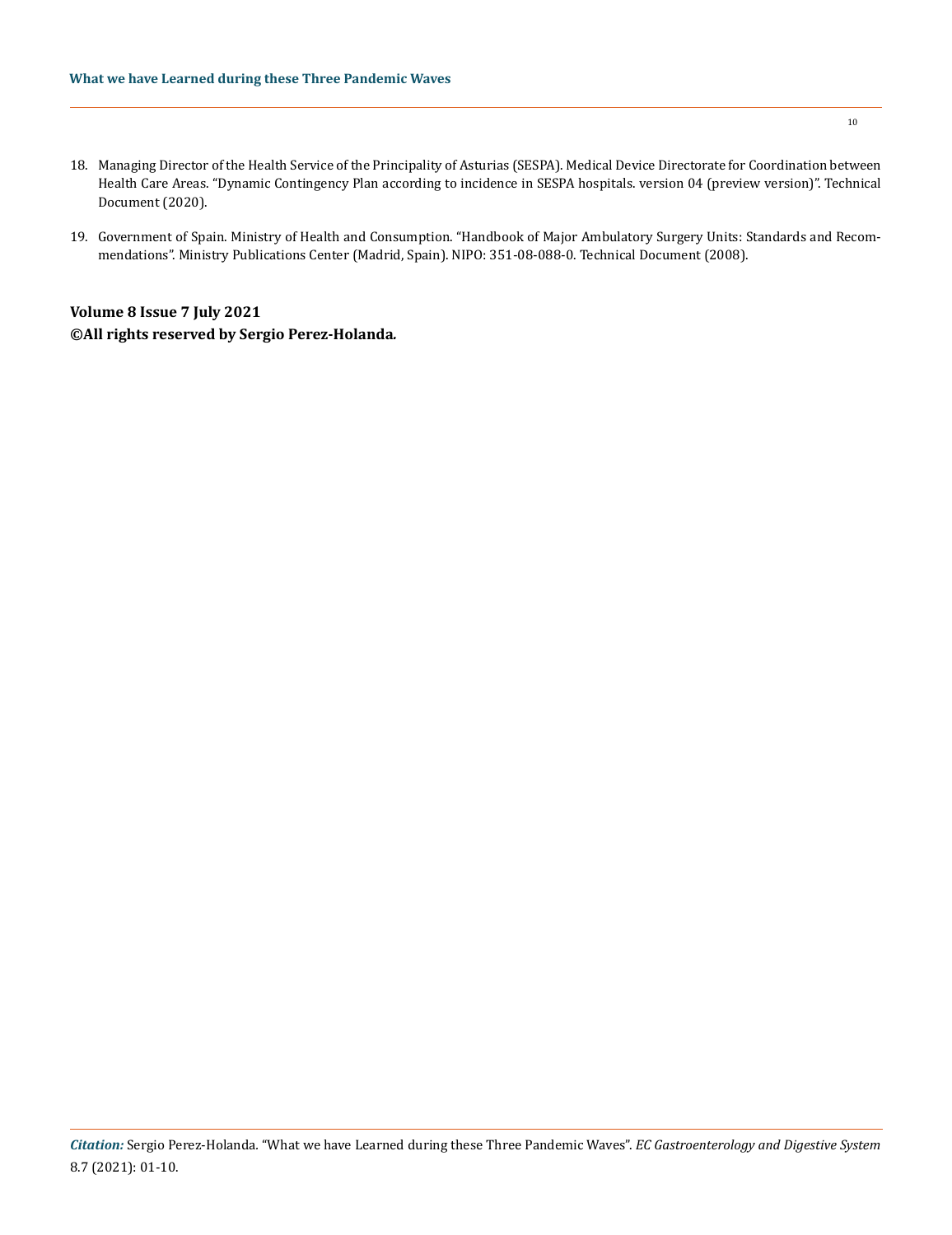18. Managing Director of the Health Service of the Principality of Asturias (SESPA). Medical Device Directorate for Coordination between Health Care Areas. "Dynamic Contingency Plan according to incidence in SESPA hospitals. version 04 (preview version)". Technical Document (2020).

19. Government of Spain. Ministry of Health and Consumption. "Handbook of Major Ambulatory Surgery Units: Standards and Recommendations". Ministry Publications Center (Madrid, Spain). NIPO: 351-08-088-0. Technical Document (2008).

**Volume 8 Issue 7 July 2021**
**©All rights reserved by Sergio Perez-Holanda.**